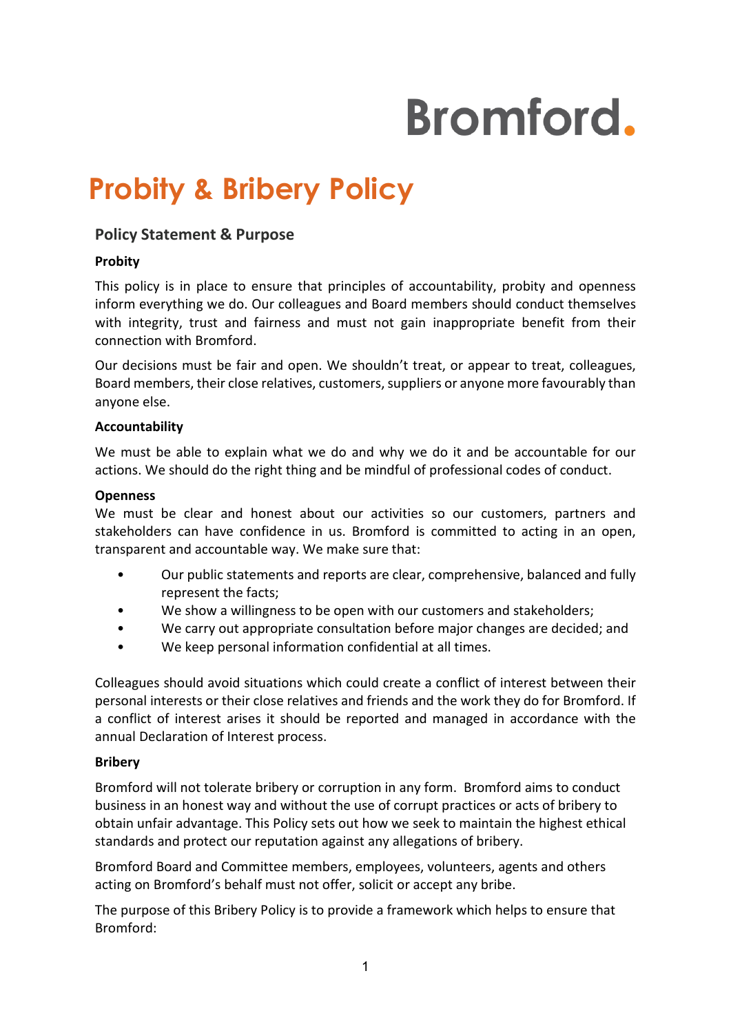Bromford.

# Probity & Bribery Policy

## Policy Statement & Purpose

**Probity**

This policy is in place to ensure that principles of accountability, probity and openness inform everything we do. Our colleagues and Board members should conduct themselves with integrity, trust and fairness and must not gain inappropriate benefit from their connection with Bromford.

Our decisions must be fair and open. We shouldn't treat, or appear to treat, colleagues, Board members, their close relatives, customers, suppliers or anyone more favourably than anyone else.

**Accountability**

We must be able to explain what we do and why we do it and be accountable for our actions. We should do the right thing and be mindful of professional codes of conduct.

**Openness**

We must be clear and honest about our activities so our customers, partners and stakeholders can have confidence in us. Bromford is committed to acting in an open, transparent and accountable way. We make sure that:

- Our public statements and reports are clear, comprehensive, balanced and fully represent the facts;
- We show a willingness to be open with our customers and stakeholders;
- We carry out appropriate consultation before major changes are decided; and
- We keep personal information confidential at all times.

Colleagues should avoid situations which could create a conflict of interest between their personal interests or their close relatives and friends and the work they do for Bromford. If a conflict of interest arises it should be reported and managed in accordance with the annual Declaration of Interest process.

**Bribery**

Bromford will not tolerate bribery or corruption in any form. Bromford aims to conduct business in an honest way and without the use of corrupt practices or acts of bribery to obtain unfair advantage. This Policy sets out how we seek to maintain the highest ethical standards and protect our reputation against any allegations of bribery.

Bromford Board and Committee members, employees, volunteers, agents and others acting on Bromford's behalf must not offer, solicit or accept any bribe.

The purpose of this Bribery Policy is to provide a framework which helps to ensure that Bromford: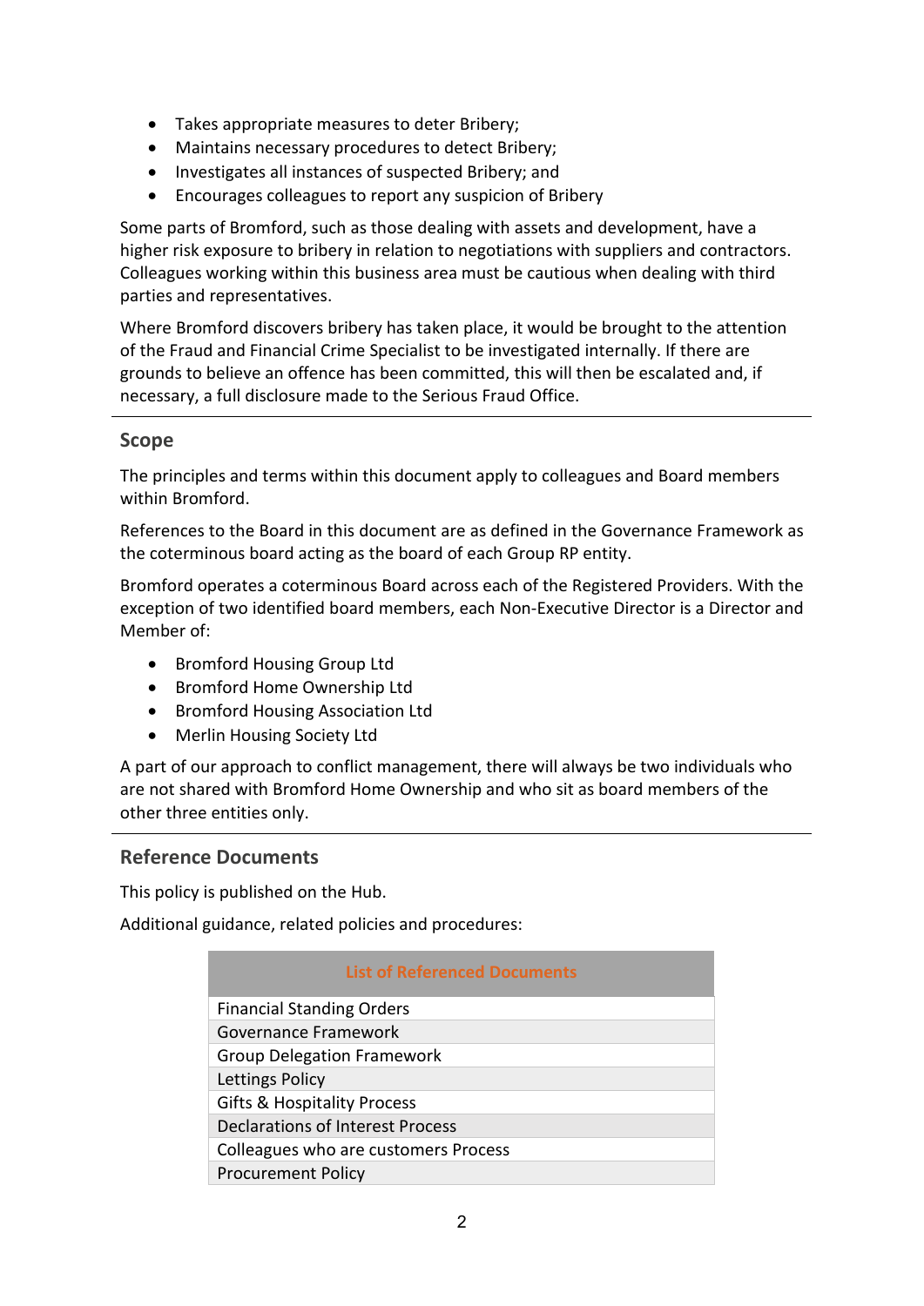- Takes appropriate measures to deter Bribery;
- Maintains necessary procedures to detect Bribery;
- Investigates all instances of suspected Bribery; and
- Encourages colleagues to report any suspicion of Bribery

Some parts of Bromford, such as those dealing with assets and development, have a higher risk exposure to bribery in relation to negotiations with suppliers and contractors. Colleagues working within this business area must be cautious when dealing with third parties and representatives.

Where Bromford discovers bribery has taken place, it would be brought to the attention of the Fraud and Financial Crime Specialist to be investigated internally. If there are grounds to believe an offence has been committed, this will then be escalated and, if necessary, a full disclosure made to the Serious Fraud Office.

## Scope

The principles and terms within this document apply to colleagues and Board members within Bromford.

References to the Board in this document are as defined in the Governance Framework as the coterminous board acting as the board of each Group RP entity.

Bromford operates a coterminous Board across each of the Registered Providers. With the exception of two identified board members, each Non-Executive Director is a Director and Member of:

- Bromford Housing Group Ltd
- Bromford Home Ownership Ltd
- Bromford Housing Association Ltd
- Merlin Housing Society Ltd

A part of our approach to conflict management, there will always be two individuals who are not shared with Bromford Home Ownership and who sit as board members of the other three entities only.

## Reference Documents

This policy is published on the Hub.

Additional guidance, related policies and procedures:

| List of Referenced Documents |
| --- |
| Financial Standing Orders |
| Governance Framework |
| Group Delegation Framework |
| Lettings Policy |
| Gifts & Hospitality Process |
| Declarations of Interest Process |
| Colleagues who are customers Process |
| Procurement Policy |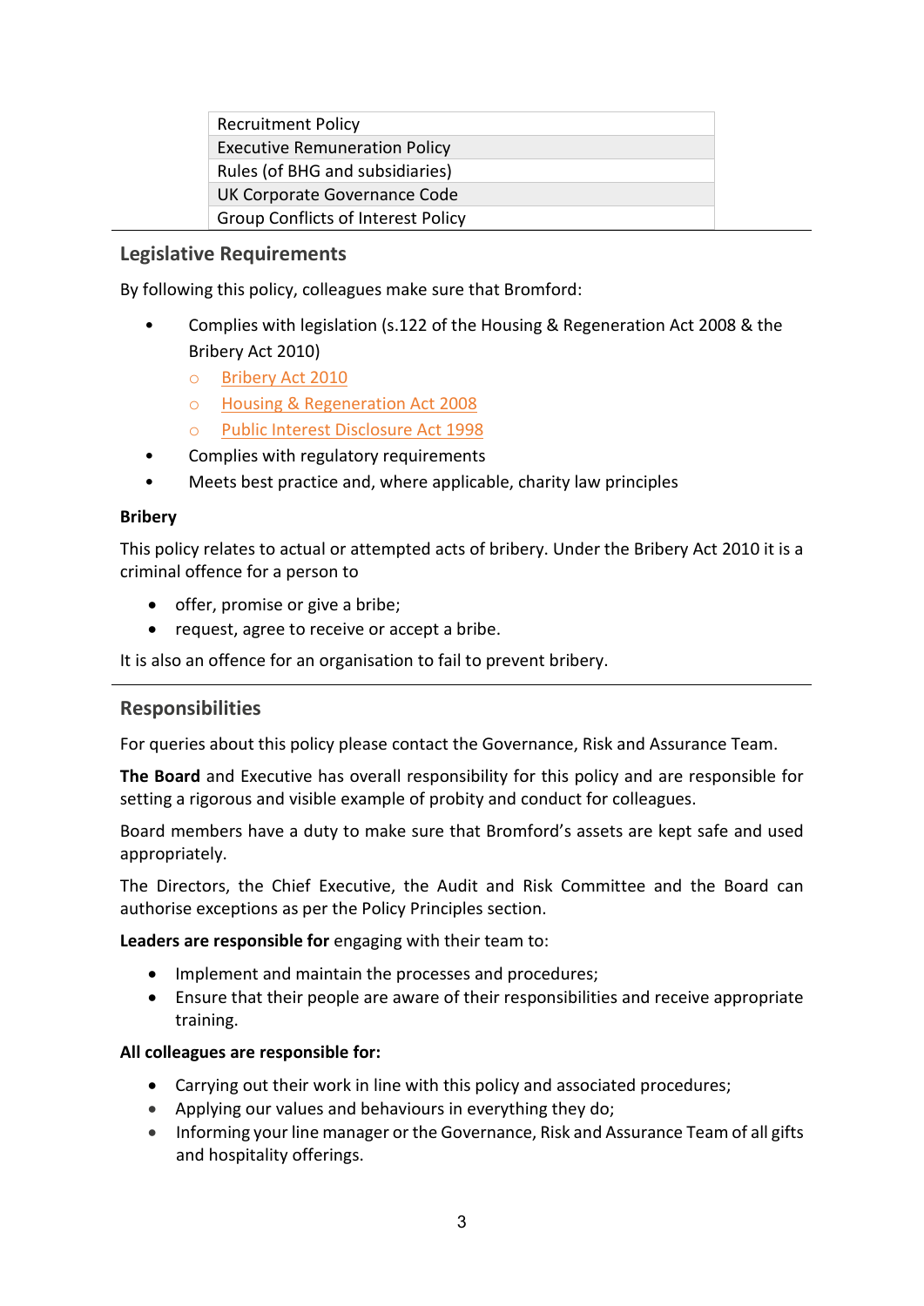| Recruitment Policy |
| --- |
| Executive Remuneration Policy |
| Rules (of BHG and subsidiaries) |
| UK Corporate Governance Code |
| Group Conflicts of Interest Policy |

## Legislative Requirements

By following this policy, colleagues make sure that Bromford:

- Complies with legislation (s.122 of the Housing & Regeneration Act 2008 & the Bribery Act 2010)
  - Bribery Act 2010
  - Housing & Regeneration Act 2008
  - Public Interest Disclosure Act 1998
- Complies with regulatory requirements
- Meets best practice and, where applicable, charity law principles

**Bribery**

This policy relates to actual or attempted acts of bribery. Under the Bribery Act 2010 it is a criminal offence for a person to

- offer, promise or give a bribe;
- request, agree to receive or accept a bribe.

It is also an offence for an organisation to fail to prevent bribery.

## Responsibilities

For queries about this policy please contact the Governance, Risk and Assurance Team.

**The Board** and Executive has overall responsibility for this policy and are responsible for setting a rigorous and visible example of probity and conduct for colleagues.

Board members have a duty to make sure that Bromford's assets are kept safe and used appropriately.

The Directors, the Chief Executive, the Audit and Risk Committee and the Board can authorise exceptions as per the Policy Principles section.

**Leaders are responsible for** engaging with their team to:

- Implement and maintain the processes and procedures;
- Ensure that their people are aware of their responsibilities and receive appropriate training.

**All colleagues are responsible for:**

- Carrying out their work in line with this policy and associated procedures;
- Applying our values and behaviours in everything they do;
- Informing your line manager or the Governance, Risk and Assurance Team of all gifts and hospitality offerings.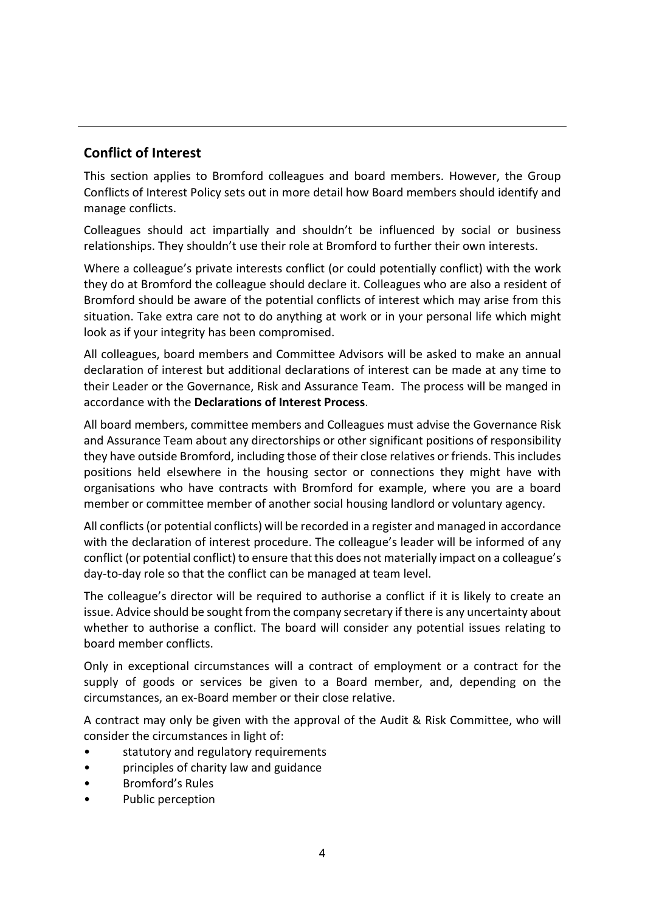## Conflict of Interest

This section applies to Bromford colleagues and board members. However, the Group Conflicts of Interest Policy sets out in more detail how Board members should identify and manage conflicts.

Colleagues should act impartially and shouldn't be influenced by social or business relationships. They shouldn't use their role at Bromford to further their own interests.

Where a colleague's private interests conflict (or could potentially conflict) with the work they do at Bromford the colleague should declare it. Colleagues who are also a resident of Bromford should be aware of the potential conflicts of interest which may arise from this situation. Take extra care not to do anything at work or in your personal life which might look as if your integrity has been compromised.

All colleagues, board members and Committee Advisors will be asked to make an annual declaration of interest but additional declarations of interest can be made at any time to their Leader or the Governance, Risk and Assurance Team. The process will be manged in accordance with the **Declarations of Interest Process**.

All board members, committee members and Colleagues must advise the Governance Risk and Assurance Team about any directorships or other significant positions of responsibility they have outside Bromford, including those of their close relatives or friends. This includes positions held elsewhere in the housing sector or connections they might have with organisations who have contracts with Bromford for example, where you are a board member or committee member of another social housing landlord or voluntary agency.

All conflicts (or potential conflicts) will be recorded in a register and managed in accordance with the declaration of interest procedure. The colleague's leader will be informed of any conflict (or potential conflict) to ensure that this does not materially impact on a colleague's day-to-day role so that the conflict can be managed at team level.

The colleague's director will be required to authorise a conflict if it is likely to create an issue. Advice should be sought from the company secretary if there is any uncertainty about whether to authorise a conflict. The board will consider any potential issues relating to board member conflicts.

Only in exceptional circumstances will a contract of employment or a contract for the supply of goods or services be given to a Board member, and, depending on the circumstances, an ex-Board member or their close relative.

A contract may only be given with the approval of the Audit & Risk Committee, who will consider the circumstances in light of:

- statutory and regulatory requirements
- principles of charity law and guidance
- Bromford's Rules
- Public perception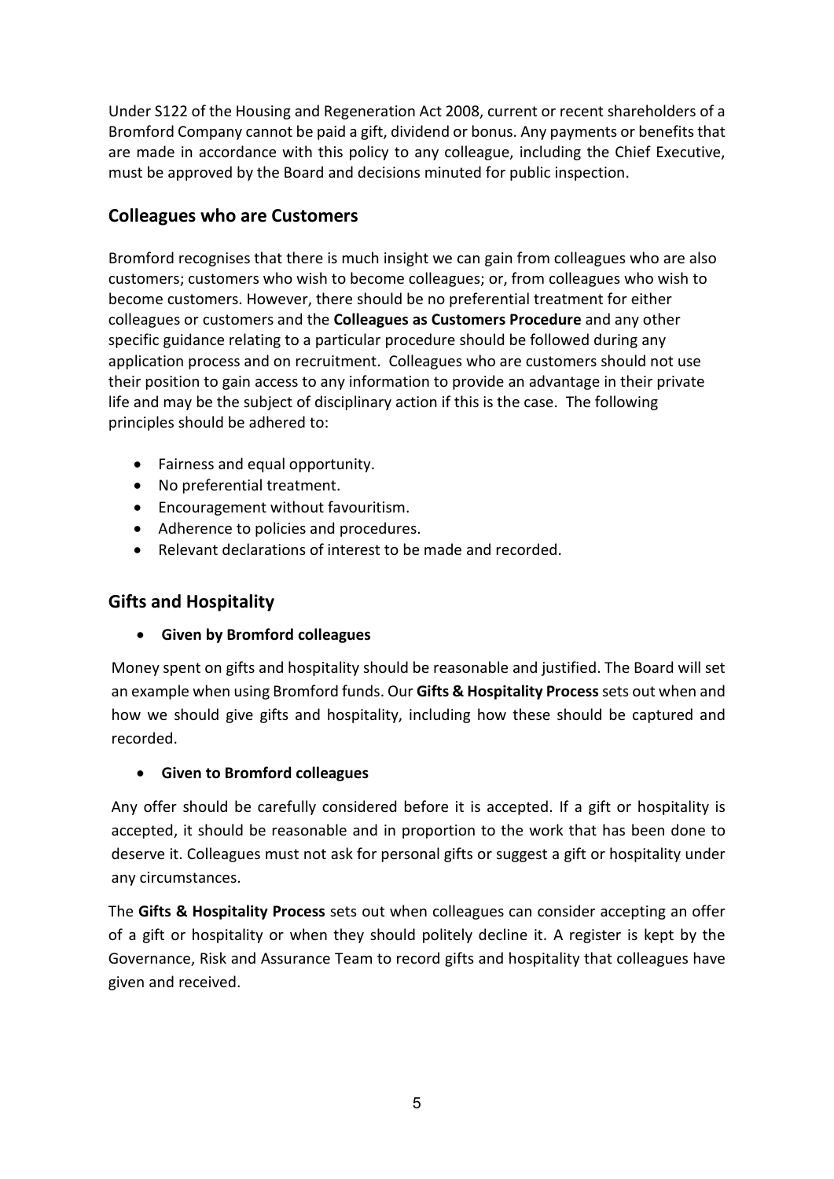Under S122 of the Housing and Regeneration Act 2008, current or recent shareholders of a Bromford Company cannot be paid a gift, dividend or bonus. Any payments or benefits that are made in accordance with this policy to any colleague, including the Chief Executive, must be approved by the Board and decisions minuted for public inspection.

## Colleagues who are Customers

Bromford recognises that there is much insight we can gain from colleagues who are also customers; customers who wish to become colleagues; or, from colleagues who wish to become customers. However, there should be no preferential treatment for either colleagues or customers and the **Colleagues as Customers Procedure** and any other specific guidance relating to a particular procedure should be followed during any application process and on recruitment. Colleagues who are customers should not use their position to gain access to any information to provide an advantage in their private life and may be the subject of disciplinary action if this is the case. The following principles should be adhered to:

- Fairness and equal opportunity.
- No preferential treatment.
- Encouragement without favouritism.
- Adherence to policies and procedures.
- Relevant declarations of interest to be made and recorded.

## Gifts and Hospitality

- **Given by Bromford colleagues**

Money spent on gifts and hospitality should be reasonable and justified. The Board will set an example when using Bromford funds. Our **Gifts & Hospitality Process** sets out when and how we should give gifts and hospitality, including how these should be captured and recorded.

- **Given to Bromford colleagues**

Any offer should be carefully considered before it is accepted. If a gift or hospitality is accepted, it should be reasonable and in proportion to the work that has been done to deserve it. Colleagues must not ask for personal gifts or suggest a gift or hospitality under any circumstances.

The **Gifts & Hospitality Process** sets out when colleagues can consider accepting an offer of a gift or hospitality or when they should politely decline it. A register is kept by the Governance, Risk and Assurance Team to record gifts and hospitality that colleagues have given and received.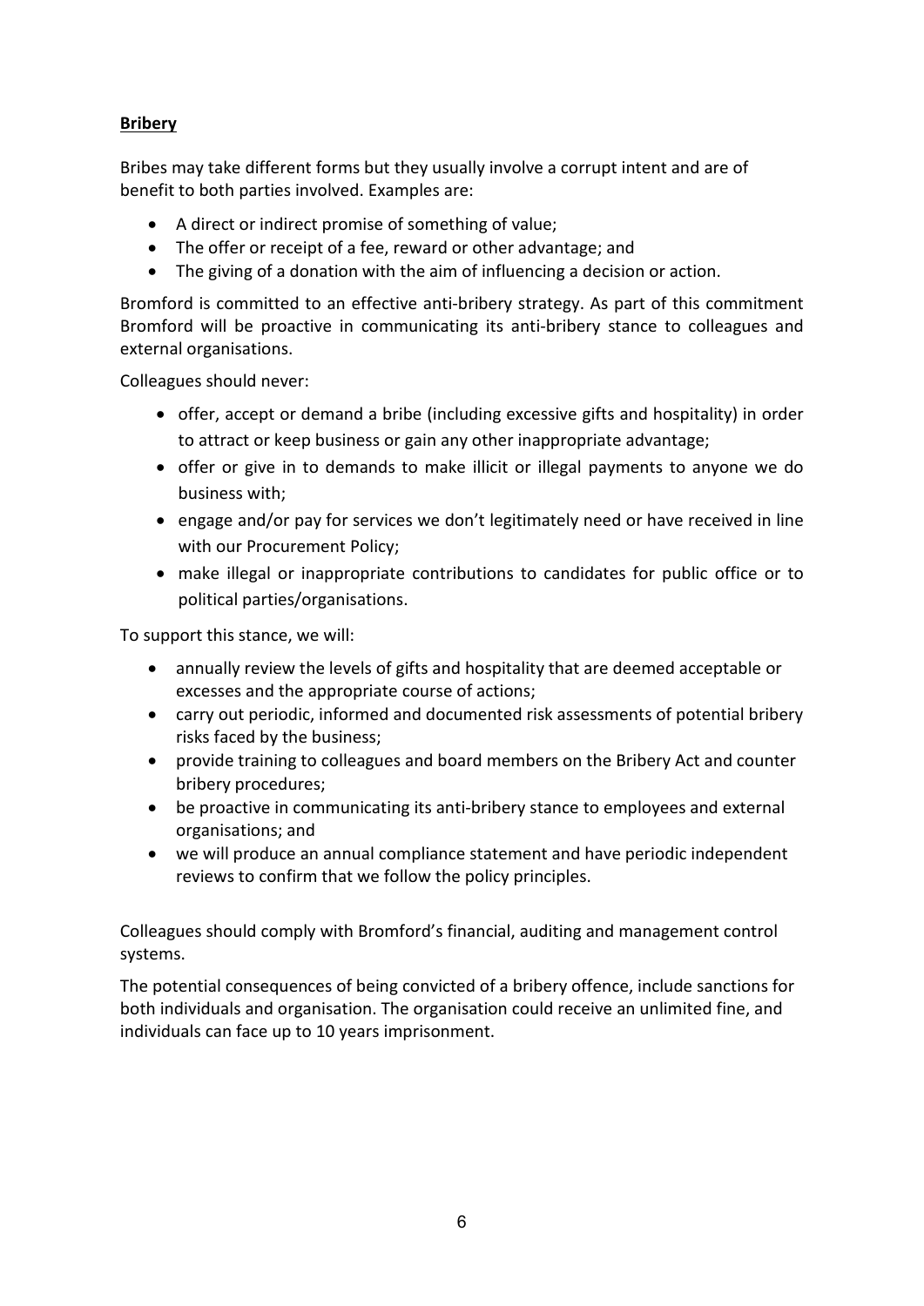## Bribery

Bribes may take different forms but they usually involve a corrupt intent and are of benefit to both parties involved. Examples are:

- A direct or indirect promise of something of value;
- The offer or receipt of a fee, reward or other advantage; and
- The giving of a donation with the aim of influencing a decision or action.

Bromford is committed to an effective anti-bribery strategy. As part of this commitment Bromford will be proactive in communicating its anti-bribery stance to colleagues and external organisations.

Colleagues should never:

- offer, accept or demand a bribe (including excessive gifts and hospitality) in order to attract or keep business or gain any other inappropriate advantage;
- offer or give in to demands to make illicit or illegal payments to anyone we do business with;
- engage and/or pay for services we don't legitimately need or have received in line with our Procurement Policy;
- make illegal or inappropriate contributions to candidates for public office or to political parties/organisations.

To support this stance, we will:

- annually review the levels of gifts and hospitality that are deemed acceptable or excesses and the appropriate course of actions;
- carry out periodic, informed and documented risk assessments of potential bribery risks faced by the business;
- provide training to colleagues and board members on the Bribery Act and counter bribery procedures;
- be proactive in communicating its anti-bribery stance to employees and external organisations; and
- we will produce an annual compliance statement and have periodic independent reviews to confirm that we follow the policy principles.

Colleagues should comply with Bromford's financial, auditing and management control systems.

The potential consequences of being convicted of a bribery offence, include sanctions for both individuals and organisation. The organisation could receive an unlimited fine, and individuals can face up to 10 years imprisonment.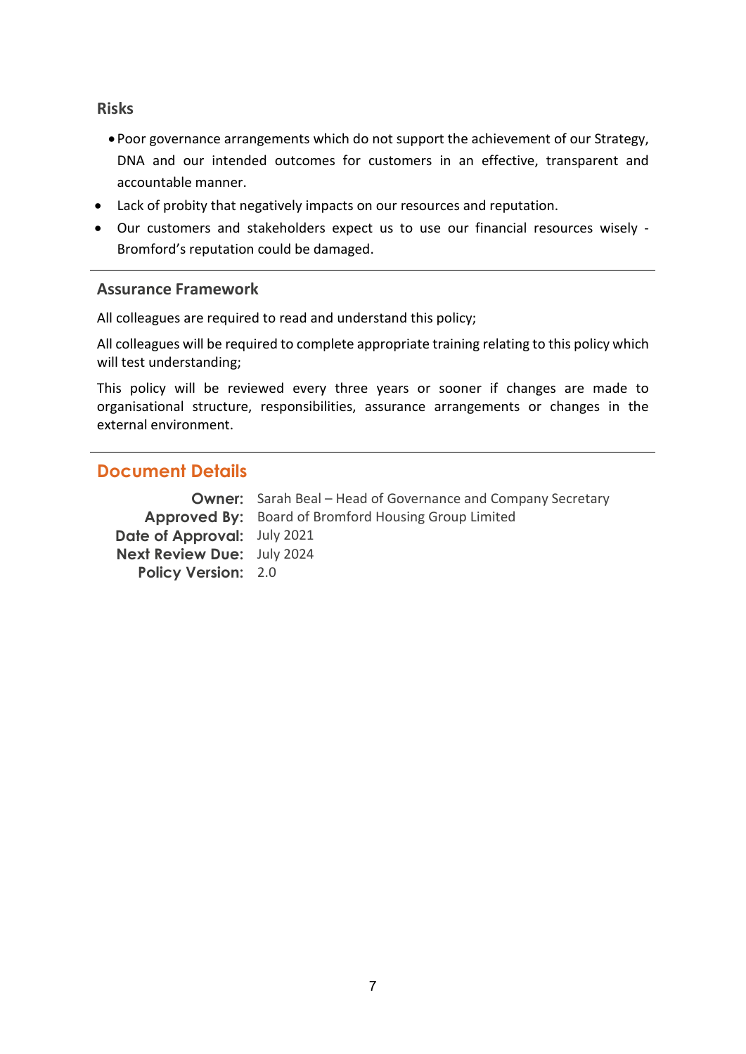### Risks

- Poor governance arrangements which do not support the achievement of our Strategy, DNA and our intended outcomes for customers in an effective, transparent and accountable manner.
- Lack of probity that negatively impacts on our resources and reputation.
- Our customers and stakeholders expect us to use our financial resources wisely - Bromford's reputation could be damaged.

---

### Assurance Framework

All colleagues are required to read and understand this policy;

All colleagues will be required to complete appropriate training relating to this policy which will test understanding;

This policy will be reviewed every three years or sooner if changes are made to organisational structure, responsibilities, assurance arrangements or changes in the external environment.

---

## Document Details

| | |
|---|---|
| **Owner:** | Sarah Beal – Head of Governance and Company Secretary |
| **Approved By:** | Board of Bromford Housing Group Limited |
| **Date of Approval:** | July 2021 |
| **Next Review Due:** | July 2024 |
| **Policy Version:** | 2.0 |